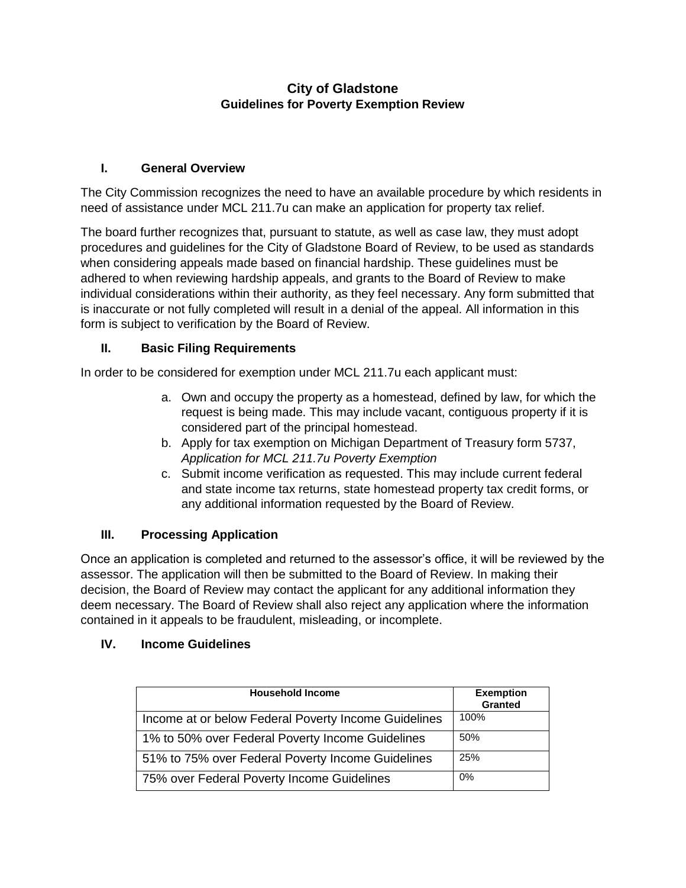# City of Gladstone
## Guidelines for Poverty Exemption Review

### I. General Overview

The City Commission recognizes the need to have an available procedure by which residents in need of assistance under MCL 211.7u can make an application for property tax relief.

The board further recognizes that, pursuant to statute, as well as case law, they must adopt procedures and guidelines for the City of Gladstone Board of Review, to be used as standards when considering appeals made based on financial hardship. These guidelines must be adhered to when reviewing hardship appeals, and grants to the Board of Review to make individual considerations within their authority, as they feel necessary. Any form submitted that is inaccurate or not fully completed will result in a denial of the appeal. All information in this form is subject to verification by the Board of Review.

### II. Basic Filing Requirements

In order to be considered for exemption under MCL 211.7u each applicant must:

a. Own and occupy the property as a homestead, defined by law, for which the request is being made. This may include vacant, contiguous property if it is considered part of the principal homestead.
b. Apply for tax exemption on Michigan Department of Treasury form 5737, *Application for MCL 211.7u Poverty Exemption*
c. Submit income verification as requested. This may include current federal and state income tax returns, state homestead property tax credit forms, or any additional information requested by the Board of Review.

### III. Processing Application

Once an application is completed and returned to the assessor's office, it will be reviewed by the assessor. The application will then be submitted to the Board of Review. In making their decision, the Board of Review may contact the applicant for any additional information they deem necessary. The Board of Review shall also reject any application where the information contained in it appeals to be fraudulent, misleading, or incomplete.

### IV. Income Guidelines

| Household Income | Exemption Granted |
|---|---|
| Income at or below Federal Poverty Income Guidelines | 100% |
| 1% to 50% over Federal Poverty Income Guidelines | 50% |
| 51% to 75% over Federal Poverty Income Guidelines | 25% |
| 75% over Federal Poverty Income Guidelines | 0% |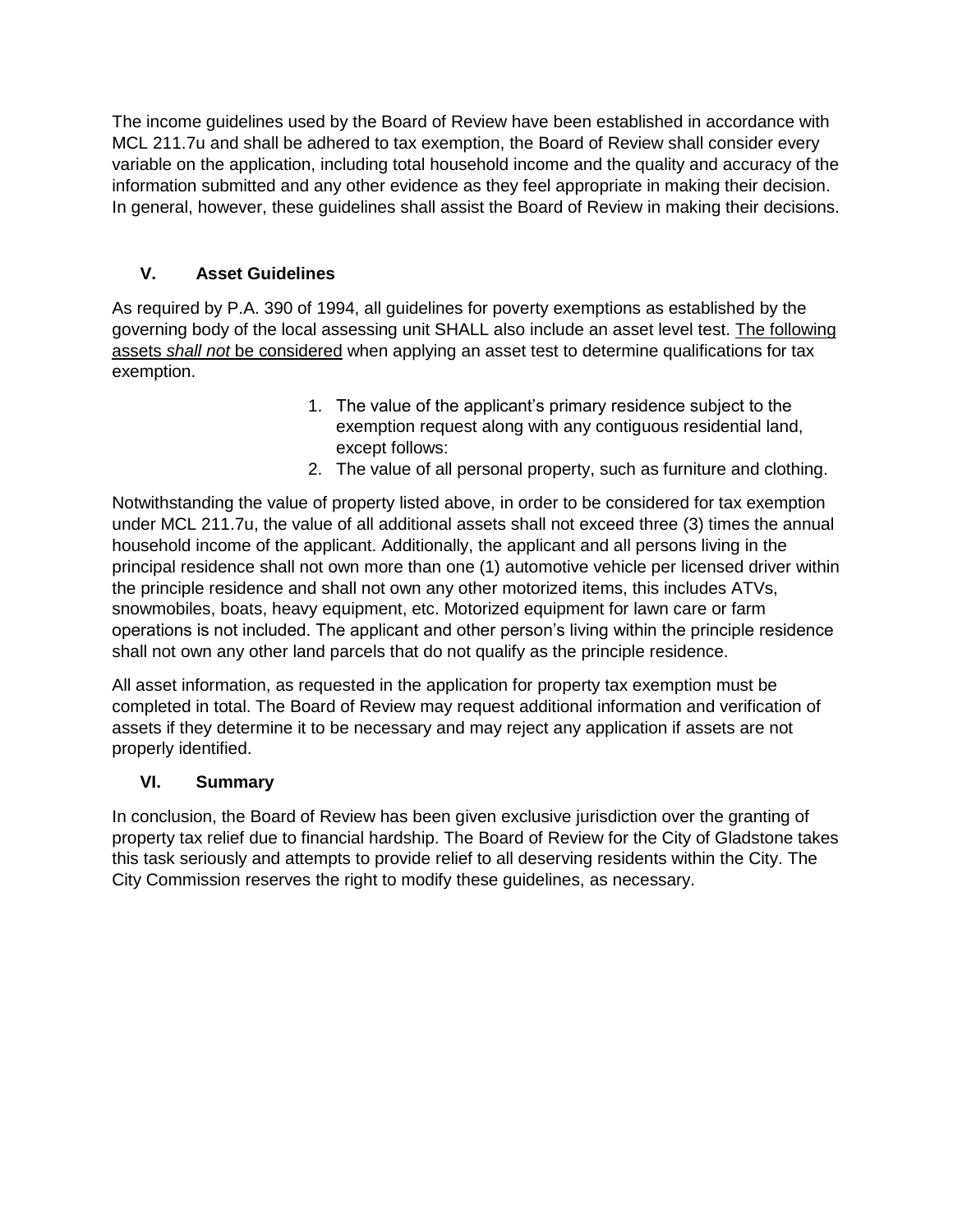The income guidelines used by the Board of Review have been established in accordance with MCL 211.7u and shall be adhered to tax exemption, the Board of Review shall consider every variable on the application, including total household income and the quality and accuracy of the information submitted and any other evidence as they feel appropriate in making their decision. In general, however, these guidelines shall assist the Board of Review in making their decisions.

## V. Asset Guidelines

As required by P.A. 390 of 1994, all guidelines for poverty exemptions as established by the governing body of the local assessing unit SHALL also include an asset level test. <u>The following assets *shall not* be considered</u> when applying an asset test to determine qualifications for tax exemption.

1. The value of the applicant's primary residence subject to the exemption request along with any contiguous residential land, except follows:
2. The value of all personal property, such as furniture and clothing.

Notwithstanding the value of property listed above, in order to be considered for tax exemption under MCL 211.7u, the value of all additional assets shall not exceed three (3) times the annual household income of the applicant. Additionally, the applicant and all persons living in the principal residence shall not own more than one (1) automotive vehicle per licensed driver within the principle residence and shall not own any other motorized items, this includes ATVs, snowmobiles, boats, heavy equipment, etc. Motorized equipment for lawn care or farm operations is not included. The applicant and other person's living within the principle residence shall not own any other land parcels that do not qualify as the principle residence.

All asset information, as requested in the application for property tax exemption must be completed in total. The Board of Review may request additional information and verification of assets if they determine it to be necessary and may reject any application if assets are not properly identified.

## VI. Summary

In conclusion, the Board of Review has been given exclusive jurisdiction over the granting of property tax relief due to financial hardship. The Board of Review for the City of Gladstone takes this task seriously and attempts to provide relief to all deserving residents within the City. The City Commission reserves the right to modify these guidelines, as necessary.